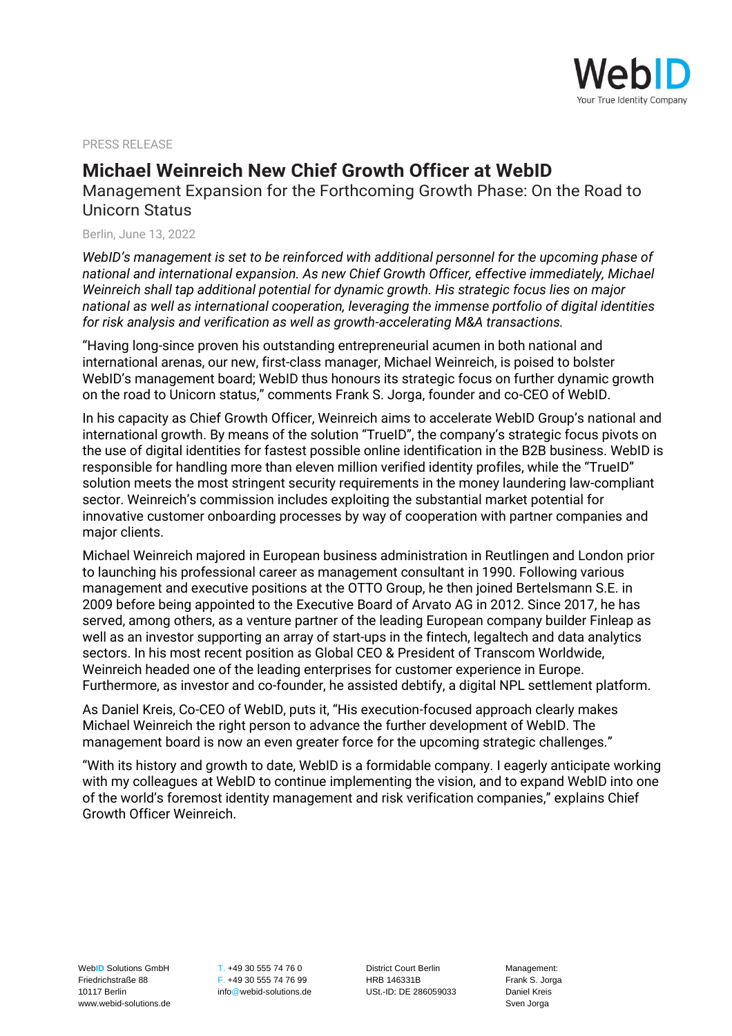PRESS RELEASE

# Michael Weinreich New Chief Growth Officer at WebID

## Management Expansion for the Forthcoming Growth Phase: On the Road to Unicorn Status

Berlin, June 13, 2022

*WebID's management is set to be reinforced with additional personnel for the upcoming phase of national and international expansion. As new Chief Growth Officer, effective immediately, Michael Weinreich shall tap additional potential for dynamic growth. His strategic focus lies on major national as well as international cooperation, leveraging the immense portfolio of digital identities for risk analysis and verification as well as growth-accelerating M&A transactions.*

"Having long-since proven his outstanding entrepreneurial acumen in both national and international arenas, our new, first-class manager, Michael Weinreich, is poised to bolster WebID's management board; WebID thus honours its strategic focus on further dynamic growth on the road to Unicorn status," comments Frank S. Jorga, founder and co-CEO of WebID.

In his capacity as Chief Growth Officer, Weinreich aims to accelerate WebID Group's national and international growth. By means of the solution "TrueID", the company's strategic focus pivots on the use of digital identities for fastest possible online identification in the B2B business. WebID is responsible for handling more than eleven million verified identity profiles, while the "TrueID" solution meets the most stringent security requirements in the money laundering law-compliant sector. Weinreich's commission includes exploiting the substantial market potential for innovative customer onboarding processes by way of cooperation with partner companies and major clients.

Michael Weinreich majored in European business administration in Reutlingen and London prior to launching his professional career as management consultant in 1990. Following various management and executive positions at the OTTO Group, he then joined Bertelsmann S.E. in 2009 before being appointed to the Executive Board of Arvato AG in 2012. Since 2017, he has served, among others, as a venture partner of the leading European company builder Finleap as well as an investor supporting an array of start-ups in the fintech, legaltech and data analytics sectors. In his most recent position as Global CEO & President of Transcom Worldwide, Weinreich headed one of the leading enterprises for customer experience in Europe. Furthermore, as investor and co-founder, he assisted debtify, a digital NPL settlement platform.

As Daniel Kreis, Co-CEO of WebID, puts it, "His execution-focused approach clearly makes Michael Weinreich the right person to advance the further development of WebID. The management board is now an even greater force for the upcoming strategic challenges."

"With its history and growth to date, WebID is a formidable company. I eagerly anticipate working with my colleagues at WebID to continue implementing the vision, and to expand WebID into one of the world's foremost identity management and risk verification companies," explains Chief Growth Officer Weinreich.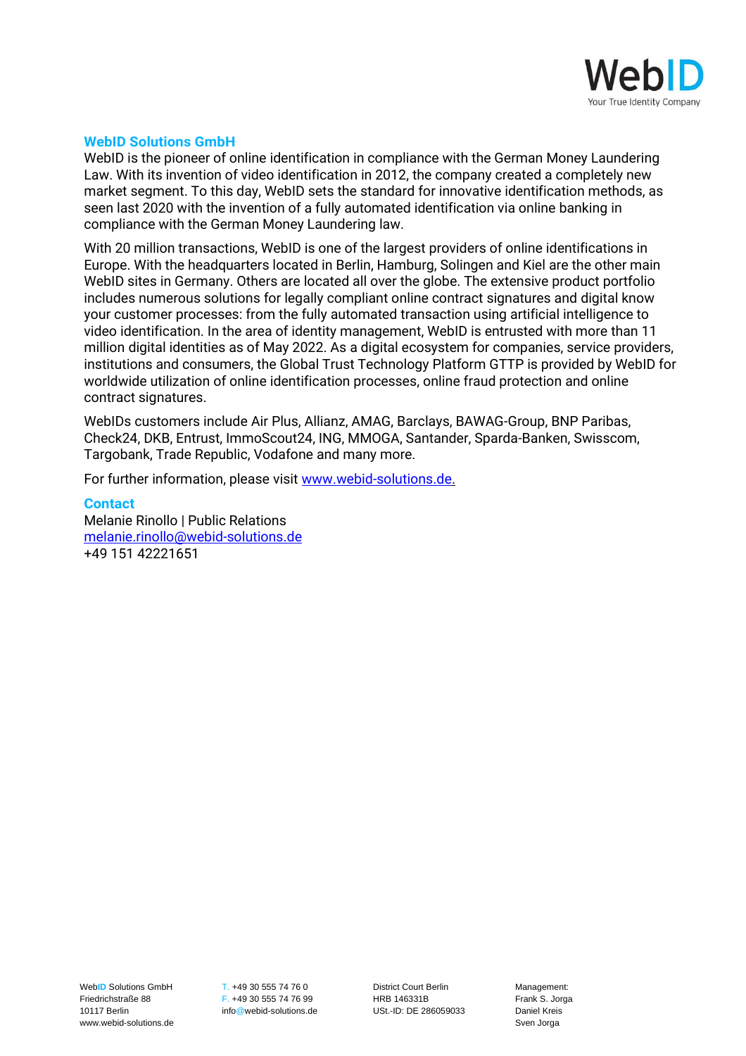## WebID Solutions GmbH

WebID is the pioneer of online identification in compliance with the German Money Laundering Law. With its invention of video identification in 2012, the company created a completely new market segment. To this day, WebID sets the standard for innovative identification methods, as seen last 2020 with the invention of a fully automated identification via online banking in compliance with the German Money Laundering law.

With 20 million transactions, WebID is one of the largest providers of online identifications in Europe. With the headquarters located in Berlin, Hamburg, Solingen and Kiel are the other main WebID sites in Germany. Others are located all over the globe. The extensive product portfolio includes numerous solutions for legally compliant online contract signatures and digital know your customer processes: from the fully automated transaction using artificial intelligence to video identification. In the area of identity management, WebID is entrusted with more than 11 million digital identities as of May 2022. As a digital ecosystem for companies, service providers, institutions and consumers, the Global Trust Technology Platform GTTP is provided by WebID for worldwide utilization of online identification processes, online fraud protection and online contract signatures.

WebIDs customers include Air Plus, Allianz, AMAG, Barclays, BAWAG-Group, BNP Paribas, Check24, DKB, Entrust, ImmoScout24, ING, MMOGA, Santander, Sparda-Banken, Swisscom, Targobank, Trade Republic, Vodafone and many more.

For further information, please visit [www.webid-solutions.de.](http://www.webid-solutions.de)

## Contact

Melanie Rinollo | Public Relations
[melanie.rinollo@webid-solutions.de](mailto:melanie.rinollo@webid-solutions.de)
+49 151 42221651

WebID Solutions GmbH
Friedrichstraße 88
10117 Berlin
www.webid-solutions.de

T. +49 30 555 74 76 0
F. +49 30 555 74 76 99
info@webid-solutions.de

District Court Berlin
HRB 146331B
USt.-ID: DE 286059033

Management:
Frank S. Jorga
Daniel Kreis
Sven Jorga